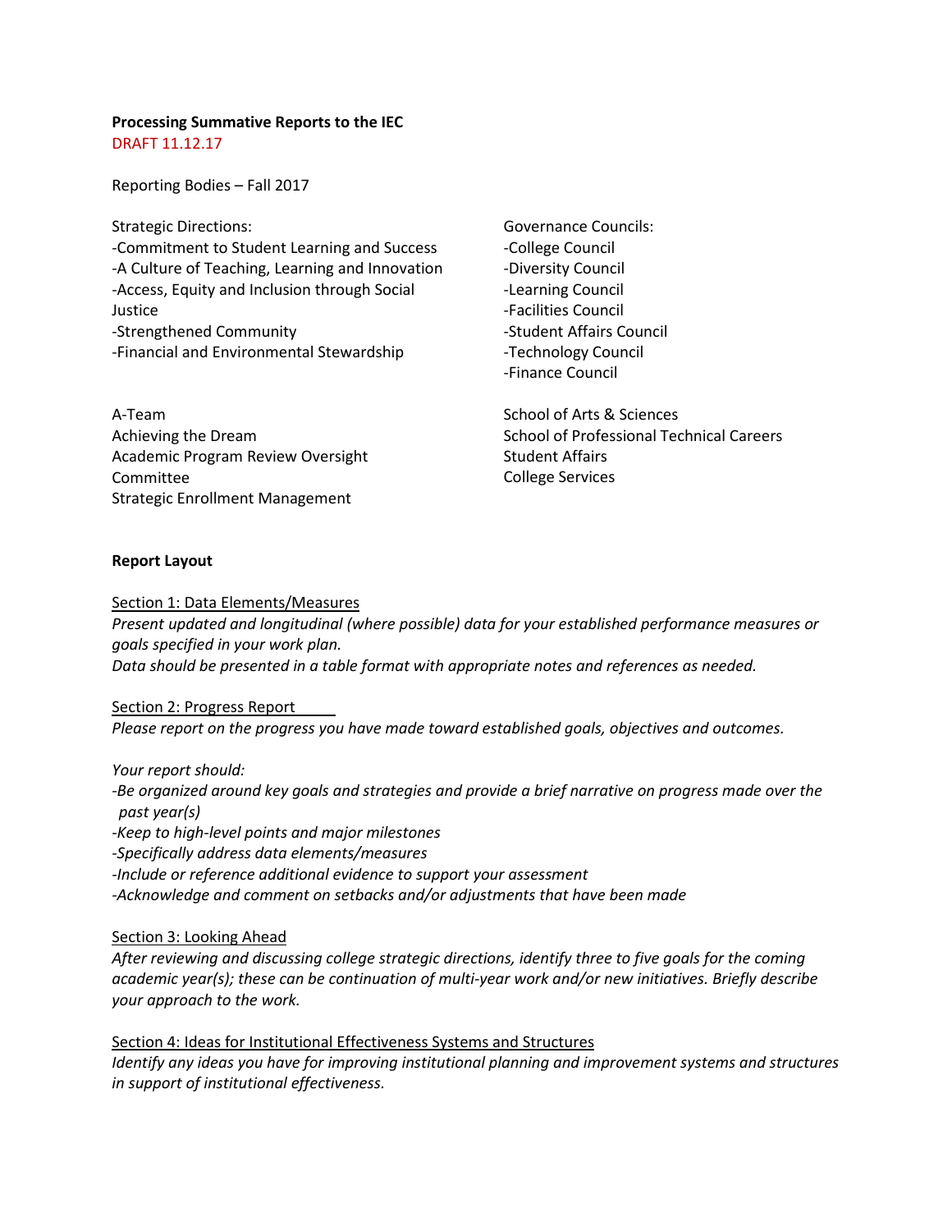**Processing Summative Reports to the IEC**

DRAFT 11.12.17

Reporting Bodies – Fall 2017

Strategic Directions:
- -Commitment to Student Learning and Success
- -A Culture of Teaching, Learning and Innovation
- -Access, Equity and Inclusion through Social Justice
- -Strengthened Community
- -Financial and Environmental Stewardship

Governance Councils:
- -College Council
- -Diversity Council
- -Learning Council
- -Facilities Council
- -Student Affairs Council
- -Technology Council
- -Finance Council

A-Team
Achieving the Dream
Academic Program Review Oversight Committee
Strategic Enrollment Management

School of Arts & Sciences
School of Professional Technical Careers
Student Affairs
College Services

**Report Layout**

Section 1: Data Elements/Measures

*Present updated and longitudinal (where possible) data for your established performance measures or goals specified in your work plan.*
*Data should be presented in a table format with appropriate notes and references as needed.*

Section 2: Progress Report

*Please report on the progress you have made toward established goals, objectives and outcomes.*

*Your report should:*
- *-Be organized around key goals and strategies and provide a brief narrative on progress made over the past year(s)*
- *-Keep to high-level points and major milestones*
- *-Specifically address data elements/measures*
- *-Include or reference additional evidence to support your assessment*
- *-Acknowledge and comment on setbacks and/or adjustments that have been made*

Section 3: Looking Ahead

*After reviewing and discussing college strategic directions, identify three to five goals for the coming academic year(s); these can be continuation of multi-year work and/or new initiatives. Briefly describe your approach to the work.*

Section 4: Ideas for Institutional Effectiveness Systems and Structures

*Identify any ideas you have for improving institutional planning and improvement systems and structures in support of institutional effectiveness.*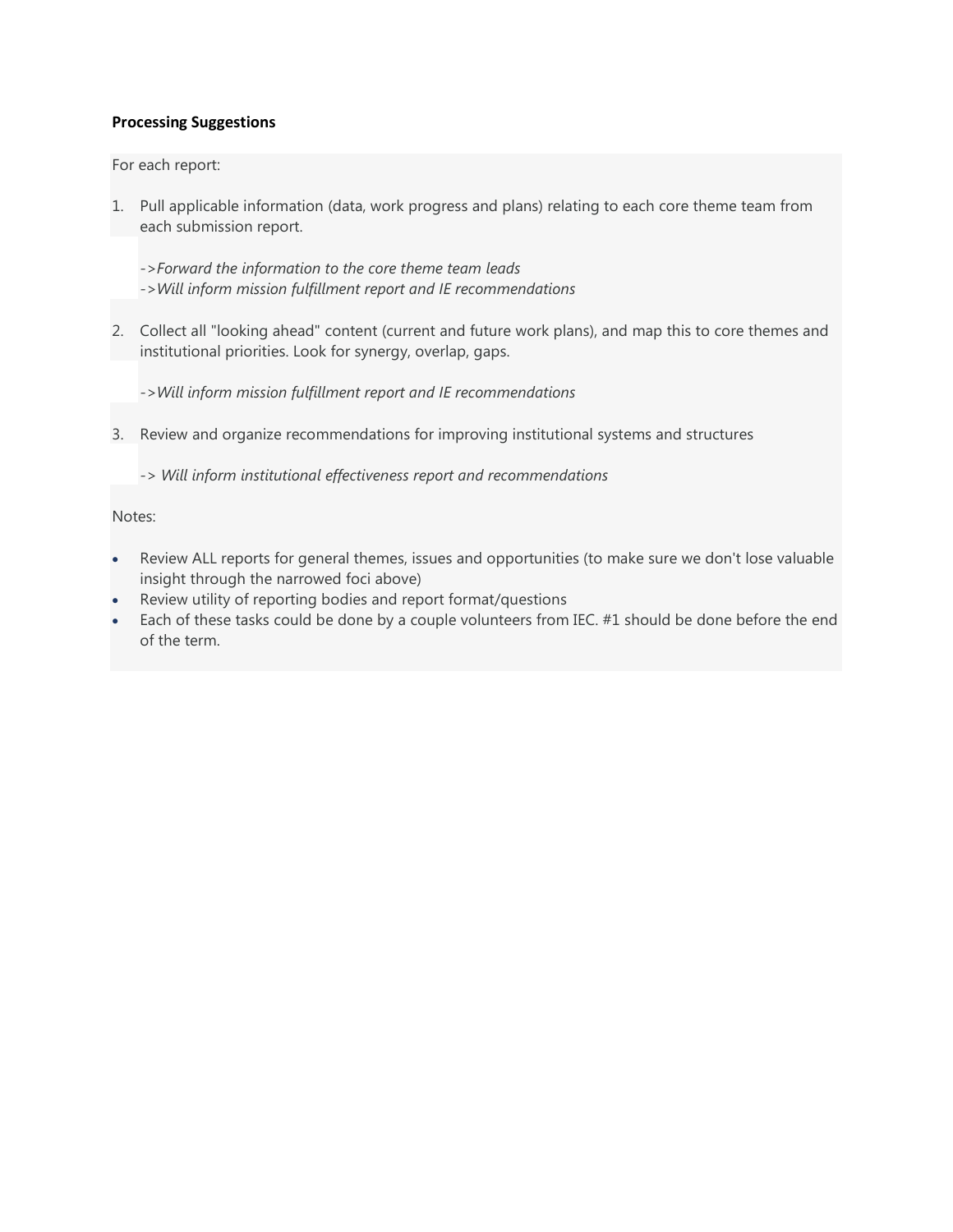**Processing Suggestions**

For each report:

1. Pull applicable information (data, work progress and plans) relating to each core theme team from each submission report.

   ->*Forward the information to the core theme team leads*
   ->*Will inform mission fulfillment report and IE recommendations*

2. Collect all "looking ahead" content (current and future work plans), and map this to core themes and institutional priorities. Look for synergy, overlap, gaps.

   ->*Will inform mission fulfillment report and IE recommendations*

3. Review and organize recommendations for improving institutional systems and structures

   -> *Will inform institutional effectiveness report and recommendations*

Notes:

- Review ALL reports for general themes, issues and opportunities (to make sure we don't lose valuable insight through the narrowed foci above)
- Review utility of reporting bodies and report format/questions
- Each of these tasks could be done by a couple volunteers from IEC. #1 should be done before the end of the term.